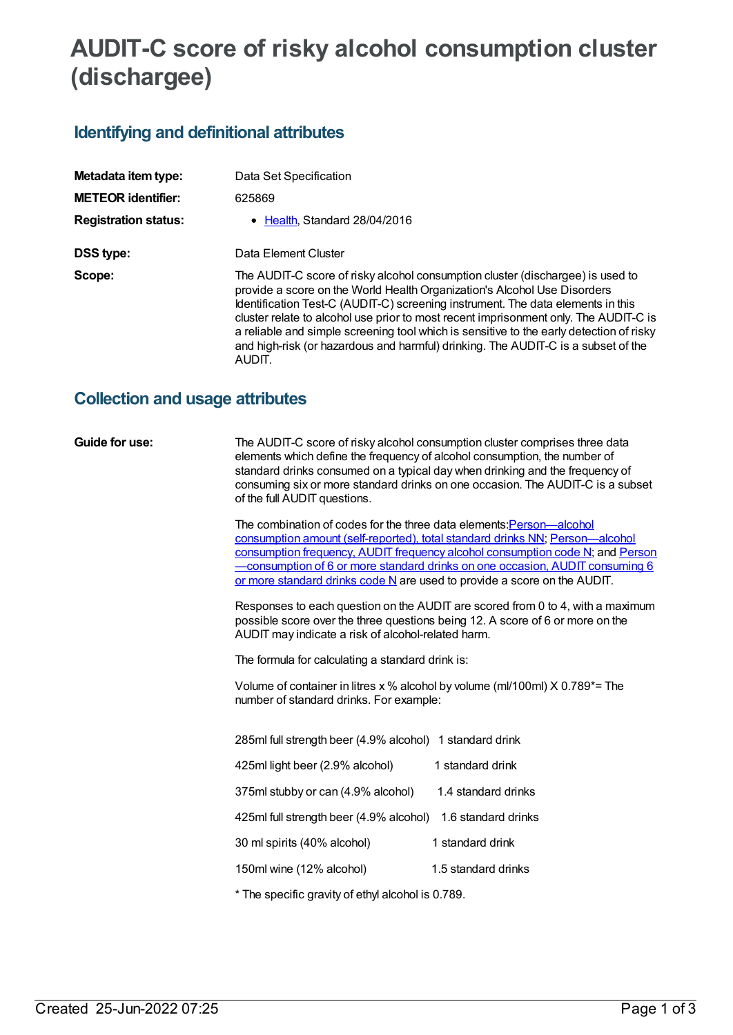# AUDIT-C score of risky alcohol consumption cluster (dischargee)

## Identifying and definitional attributes

| | |
|---|---|
| **Metadata item type:** | Data Set Specification |
| **METEOR identifier:** | 625869 |
| **Registration status:** | • Health, Standard 28/04/2016 |
| **DSS type:** | Data Element Cluster |
| **Scope:** | The AUDIT-C score of risky alcohol consumption cluster (dischargee) is used to provide a score on the World Health Organization's Alcohol Use Disorders Identification Test-C (AUDIT-C) screening instrument. The data elements in this cluster relate to alcohol use prior to most recent imprisonment only. The AUDIT-C is a reliable and simple screening tool which is sensitive to the early detection of risky and high-risk (or hazardous and harmful) drinking. The AUDIT-C is a subset of the AUDIT. |

## Collection and usage attributes

**Guide for use:**

The AUDIT-C score of risky alcohol consumption cluster comprises three data elements which define the frequency of alcohol consumption, the number of standard drinks consumed on a typical day when drinking and the frequency of consuming six or more standard drinks on one occasion. The AUDIT-C is a subset of the full AUDIT questions.

The combination of codes for the three data elements:Person—alcohol consumption amount (self-reported), total standard drinks NN; Person—alcohol consumption frequency, AUDIT frequency alcohol consumption code N; and Person—consumption of 6 or more standard drinks on one occasion, AUDIT consuming 6 or more standard drinks code N are used to provide a score on the AUDIT.

Responses to each question on the AUDIT are scored from 0 to 4, with a maximum possible score over the three questions being 12. A score of 6 or more on the AUDIT may indicate a risk of alcohol-related harm.

The formula for calculating a standard drink is:

Volume of container in litres x % alcohol by volume (ml/100ml) X 0.789*= The number of standard drinks. For example:

| | |
|---|---|
| 285ml full strength beer (4.9% alcohol) | 1 standard drink |
| 425ml light beer (2.9% alcohol) | 1 standard drink |
| 375ml stubby or can (4.9% alcohol) | 1.4 standard drinks |
| 425ml full strength beer (4.9% alcohol) | 1.6 standard drinks |
| 30 ml spirits (40% alcohol) | 1 standard drink |
| 150ml wine (12% alcohol) | 1.5 standard drinks |

* The specific gravity of ethyl alcohol is 0.789.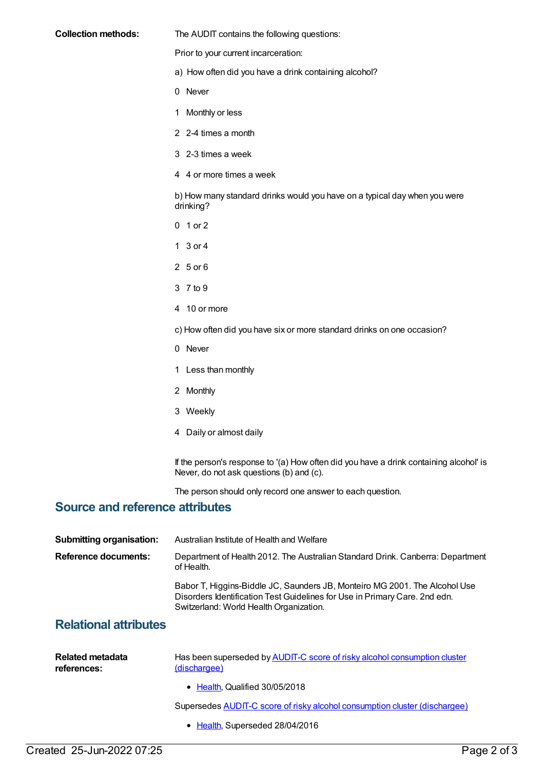**Collection methods:** The AUDIT contains the following questions:

Prior to your current incarceration:

a) How often did you have a drink containing alcohol?

0 Never

1 Monthly or less

2 2-4 times a month

3 2-3 times a week

4 4 or more times a week

b) How many standard drinks would you have on a typical day when you were drinking?

0 1 or 2

1 3 or 4

2 5 or 6

3 7 to 9

4 10 or more

c) How often did you have six or more standard drinks on one occasion?

0 Never

1 Less than monthly

2 Monthly

3 Weekly

4 Daily or almost daily

If the person's response to '(a) How often did you have a drink containing alcohol' is Never, do not ask questions (b) and (c).

The person should only record one answer to each question.

## Source and reference attributes

**Submitting organisation:** Australian Institute of Health and Welfare

**Reference documents:** Department of Health 2012. The Australian Standard Drink. Canberra: Department of Health.

Babor T, Higgins-Biddle JC, Saunders JB, Monteiro MG 2001. The Alcohol Use Disorders Identification Test Guidelines for Use in Primary Care. 2nd edn. Switzerland: World Health Organization.

## Relational attributes

**Related metadata references:** Has been superseded by AUDIT-C score of risky alcohol consumption cluster (dischargee)

- Health, Qualified 30/05/2018

Supersedes AUDIT-C score of risky alcohol consumption cluster (dischargee)

- Health, Superseded 28/04/2016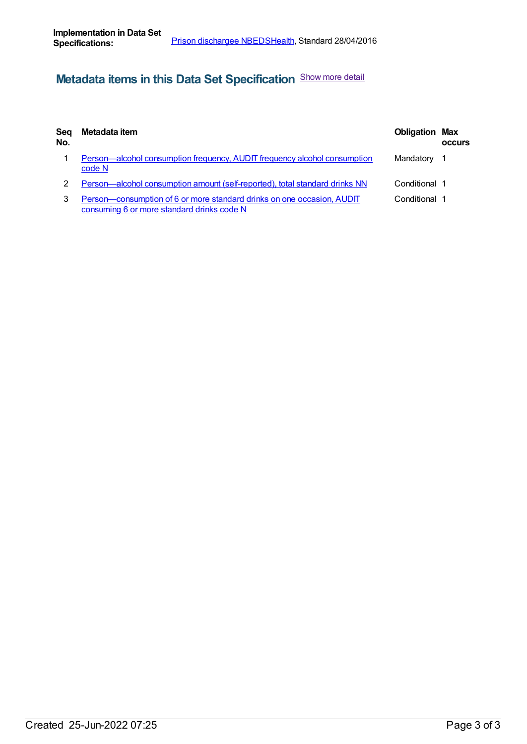**Implementation in Data Set Specifications:** Prison dischargee NBEDSHealth, Standard 28/04/2016

## Metadata items in this Data Set Specification

Show more detail

| Seq No. | Metadata item | Obligation | Max occurs |
| --- | --- | --- | --- |
| 1 | Person—alcohol consumption frequency, AUDIT frequency alcohol consumption code N | Mandatory | 1 |
| 2 | Person—alcohol consumption amount (self-reported), total standard drinks NN | Conditional | 1 |
| 3 | Person—consumption of 6 or more standard drinks on one occasion, AUDIT consuming 6 or more standard drinks code N | Conditional | 1 |

Created 25-Jun-2022 07:25